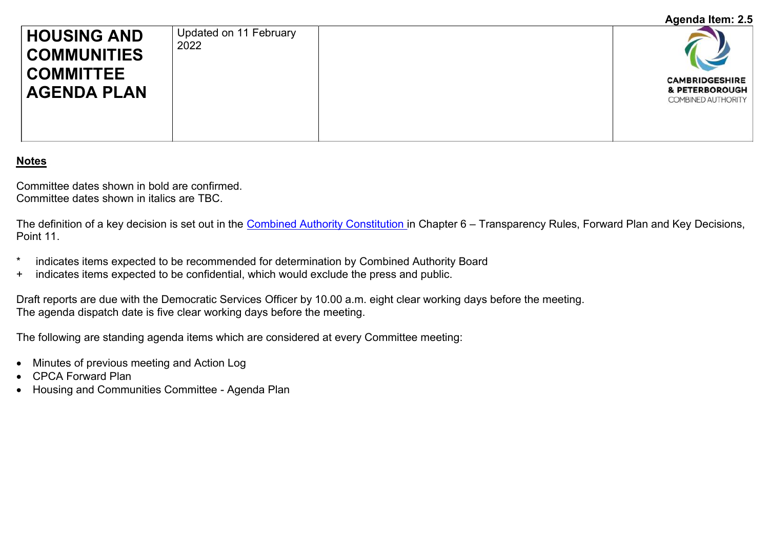Agenda Item: 2.5

| HOUSING AND COMMUNITIES COMMITTEE AGENDA PLAN | Updated on 11 February 2022 | | CAMBRIDGESHIRE & PETERBOROUGH COMBINED AUTHORITY |
|---|---|---|---|

**Notes**

Committee dates shown in bold are confirmed.
Committee dates shown in italics are TBC.

The definition of a key decision is set out in the Combined Authority Constitution in Chapter 6 – Transparency Rules, Forward Plan and Key Decisions, Point 11.

\* indicates items expected to be recommended for determination by Combined Authority Board
\+ indicates items expected to be confidential, which would exclude the press and public.

Draft reports are due with the Democratic Services Officer by 10.00 a.m. eight clear working days before the meeting.
The agenda dispatch date is five clear working days before the meeting.

The following are standing agenda items which are considered at every Committee meeting:

- Minutes of previous meeting and Action Log
- CPCA Forward Plan
- Housing and Communities Committee - Agenda Plan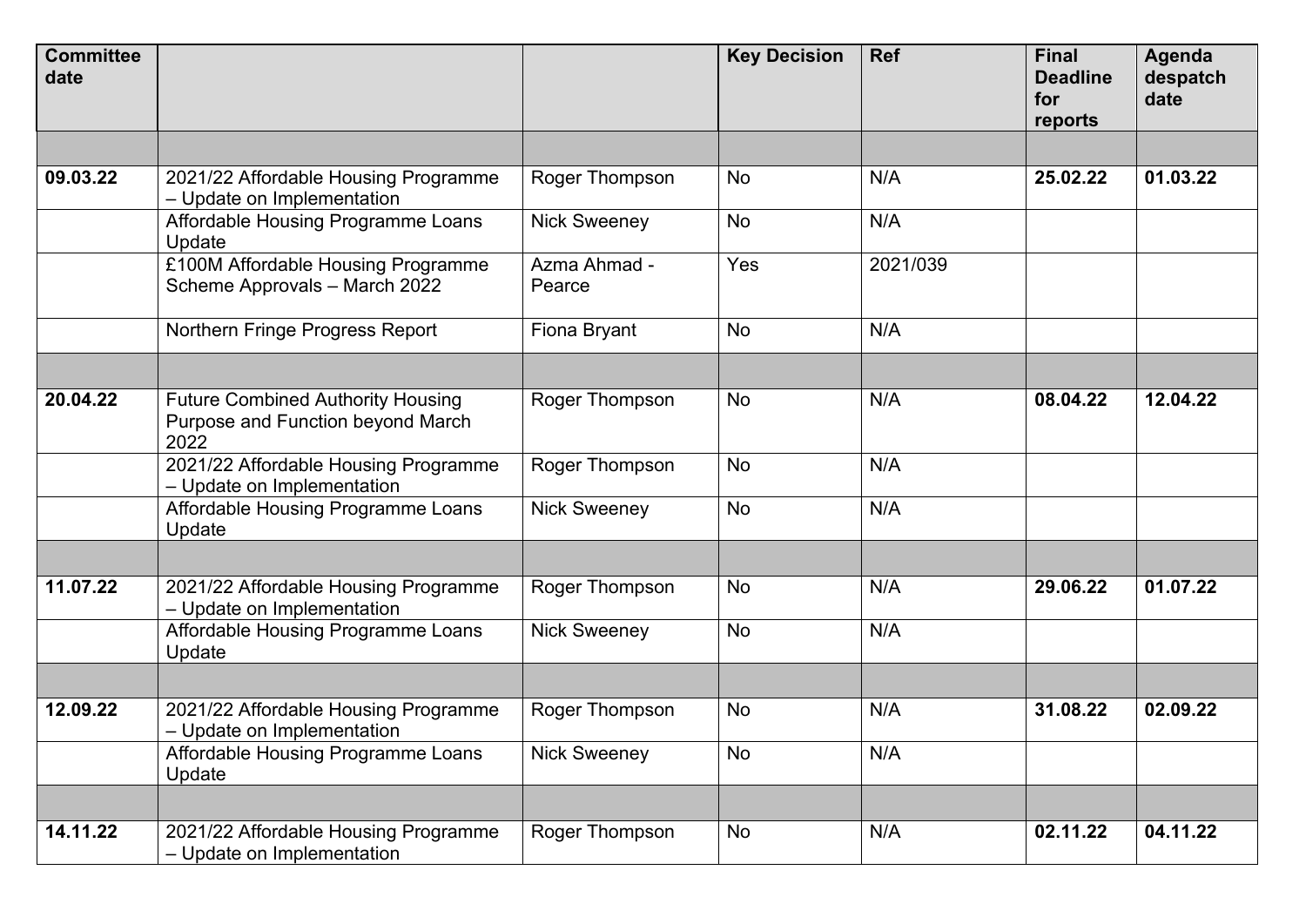| Committee date | | | Key Decision | Ref | Final Deadline for reports | Agenda despatch date |
|---|---|---|---|---|---|---|
| | | | | | | |
| **09.03.22** | 2021/22 Affordable Housing Programme – Update on Implementation | Roger Thompson | No | N/A | **25.02.22** | **01.03.22** |
| | Affordable Housing Programme Loans Update | Nick Sweeney | No | N/A | | |
| | £100M Affordable Housing Programme Scheme Approvals – March 2022 | Azma Ahmad - Pearce | Yes | 2021/039 | | |
| | Northern Fringe Progress Report | Fiona Bryant | No | N/A | | |
| | | | | | | |
| **20.04.22** | Future Combined Authority Housing Purpose and Function beyond March 2022 | Roger Thompson | No | N/A | **08.04.22** | **12.04.22** |
| | 2021/22 Affordable Housing Programme – Update on Implementation | Roger Thompson | No | N/A | | |
| | Affordable Housing Programme Loans Update | Nick Sweeney | No | N/A | | |
| | | | | | | |
| **11.07.22** | 2021/22 Affordable Housing Programme – Update on Implementation | Roger Thompson | No | N/A | **29.06.22** | **01.07.22** |
| | Affordable Housing Programme Loans Update | Nick Sweeney | No | N/A | | |
| | | | | | | |
| **12.09.22** | 2021/22 Affordable Housing Programme – Update on Implementation | Roger Thompson | No | N/A | **31.08.22** | **02.09.22** |
| | Affordable Housing Programme Loans Update | Nick Sweeney | No | N/A | | |
| | | | | | | |
| **14.11.22** | 2021/22 Affordable Housing Programme – Update on Implementation | Roger Thompson | No | N/A | **02.11.22** | **04.11.22** |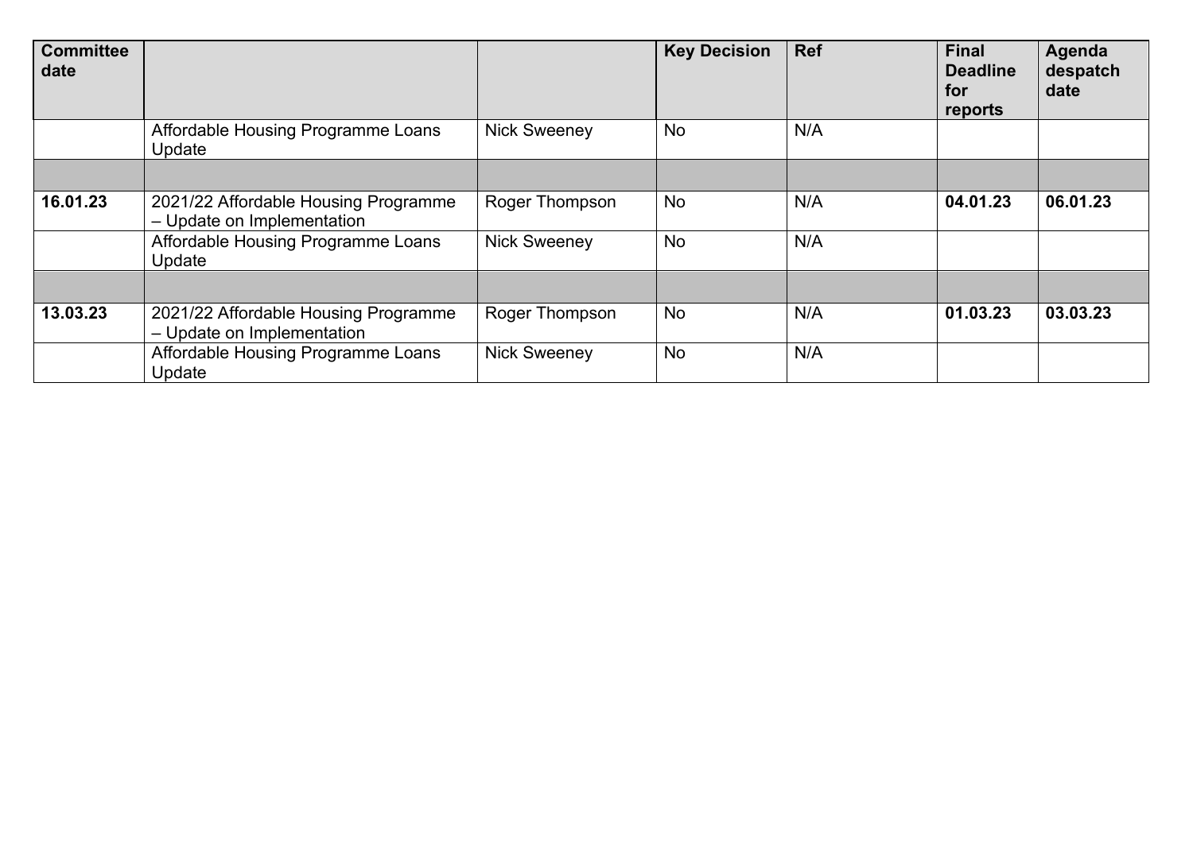| Committee date | | | Key Decision | Ref | Final Deadline for reports | Agenda despatch date |
|---|---|---|---|---|---|---|
| | Affordable Housing Programme Loans Update | Nick Sweeney | No | N/A | | |
| | | | | | | |
| **16.01.23** | 2021/22 Affordable Housing Programme – Update on Implementation | Roger Thompson | No | N/A | **04.01.23** | **06.01.23** |
| | Affordable Housing Programme Loans Update | Nick Sweeney | No | N/A | | |
| | | | | | | |
| **13.03.23** | 2021/22 Affordable Housing Programme – Update on Implementation | Roger Thompson | No | N/A | **01.03.23** | **03.03.23** |
| | Affordable Housing Programme Loans Update | Nick Sweeney | No | N/A | | |